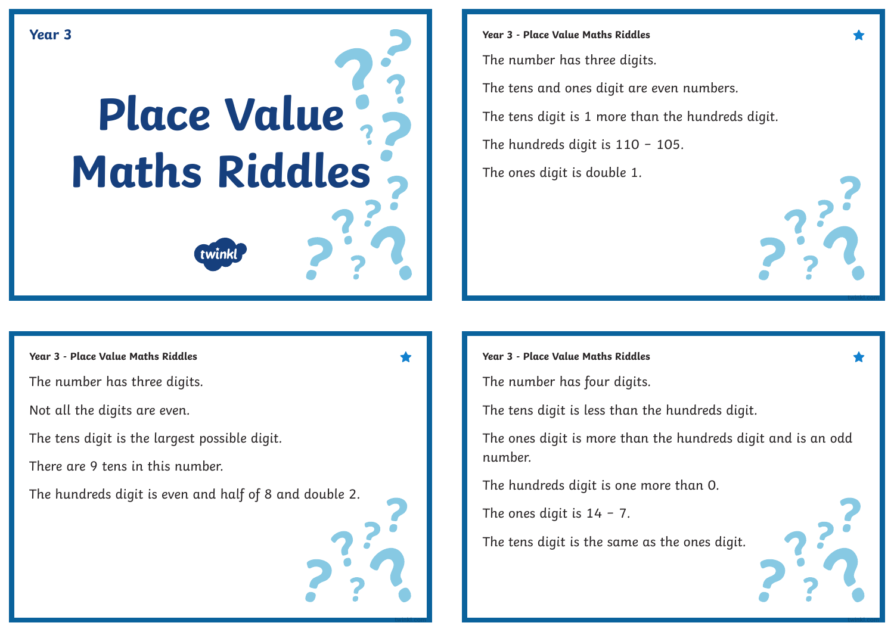Year 3

# Place Value Maths Riddles

twinkl

---

**Year 3 - Place Value Maths Riddles**

The number has three digits.

The tens and ones digit are even numbers.

The tens digit is 1 more than the hundreds digit.

The hundreds digit is 110 – 105.

The ones digit is double 1.

---

**Year 3 - Place Value Maths Riddles**

The number has three digits.

Not all the digits are even.

The tens digit is the largest possible digit.

There are 9 tens in this number.

The hundreds digit is even and half of 8 and double 2.

---

**Year 3 - Place Value Maths Riddles**

The number has four digits.

The tens digit is less than the hundreds digit.

The ones digit is more than the hundreds digit and is an odd number.

The hundreds digit is one more than 0.

The ones digit is 14 – 7.

The tens digit is the same as the ones digit.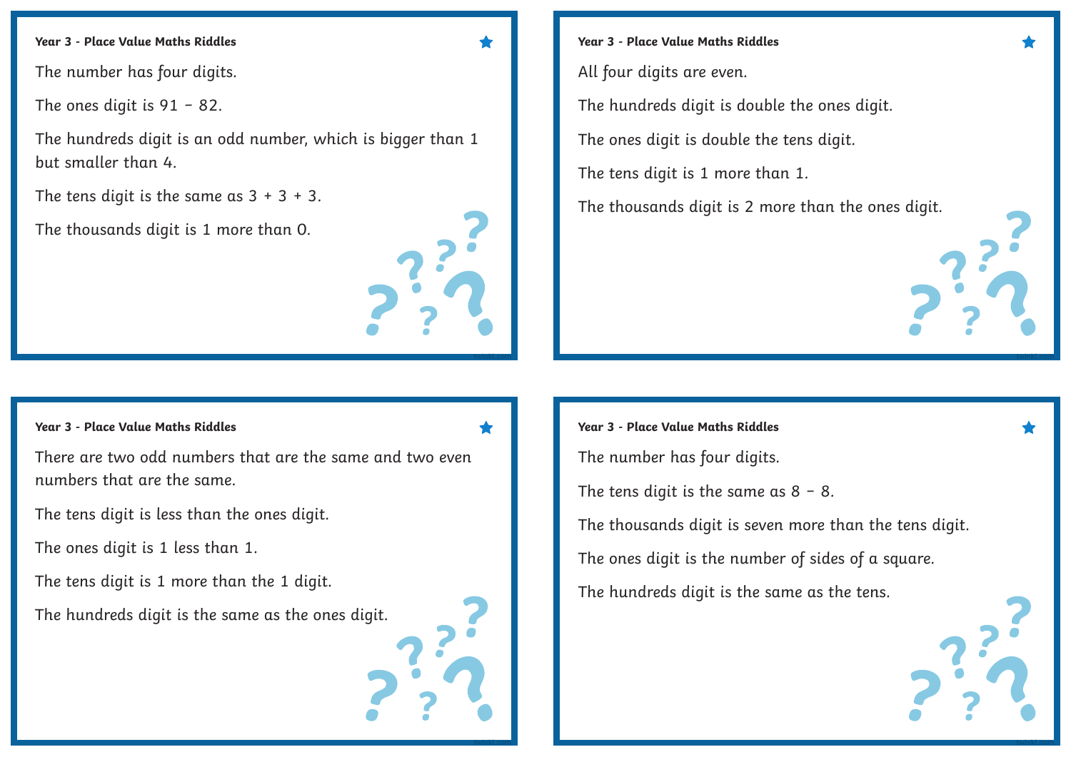### Year 3 - Place Value Maths Riddles

The number has four digits.

The ones digit is 91 − 82.

The hundreds digit is an odd number, which is bigger than 1 but smaller than 4.

The tens digit is the same as 3 + 3 + 3.

The thousands digit is 1 more than 0.

### Year 3 - Place Value Maths Riddles

All four digits are even.

The hundreds digit is double the ones digit.

The ones digit is double the tens digit.

The tens digit is 1 more than 1.

The thousands digit is 2 more than the ones digit.

### Year 3 - Place Value Maths Riddles

There are two odd numbers that are the same and two even numbers that are the same.

The tens digit is less than the ones digit.

The ones digit is 1 less than 1.

The tens digit is 1 more than the 1 digit.

The hundreds digit is the same as the ones digit.

### Year 3 - Place Value Maths Riddles

The number has four digits.

The tens digit is the same as 8 − 8.

The thousands digit is seven more than the tens digit.

The ones digit is the number of sides of a square.

The hundreds digit is the same as the tens.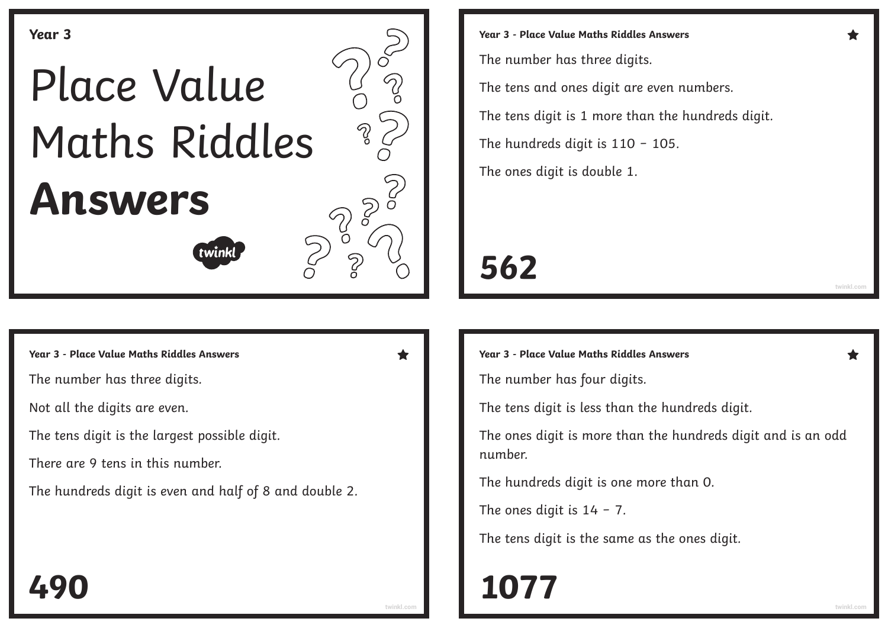Year 3

# Place Value Maths Riddles **Answers**

twinkl

---

**Year 3 - Place Value Maths Riddles Answers**

The number has three digits.

The tens and ones digit are even numbers.

The tens digit is 1 more than the hundreds digit.

The hundreds digit is 110 – 105.

The ones digit is double 1.

# 562

---

**Year 3 - Place Value Maths Riddles Answers**

The number has three digits.

Not all the digits are even.

The tens digit is the largest possible digit.

There are 9 tens in this number.

The hundreds digit is even and half of 8 and double 2.

# 490

---

**Year 3 - Place Value Maths Riddles Answers**

The number has four digits.

The tens digit is less than the hundreds digit.

The ones digit is more than the hundreds digit and is an odd number.

The hundreds digit is one more than 0.

The ones digit is 14 – 7.

The tens digit is the same as the ones digit.

# 1077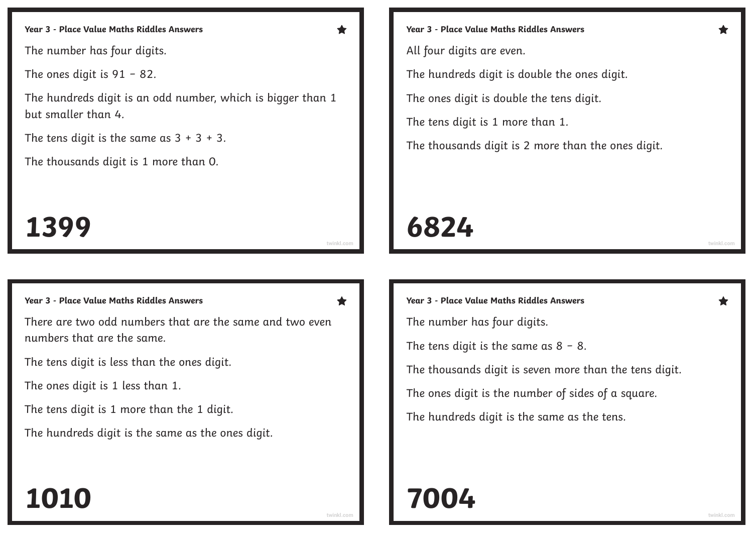### Year 3 - Place Value Maths Riddles Answers

The number has four digits.

The ones digit is 91 − 82.

The hundreds digit is an odd number, which is bigger than 1 but smaller than 4.

The tens digit is the same as 3 + 3 + 3.

The thousands digit is 1 more than 0.

# 1399

### Year 3 - Place Value Maths Riddles Answers

All four digits are even.

The hundreds digit is double the ones digit.

The ones digit is double the tens digit.

The tens digit is 1 more than 1.

The thousands digit is 2 more than the ones digit.

# 6824

### Year 3 - Place Value Maths Riddles Answers

There are two odd numbers that are the same and two even numbers that are the same.

The tens digit is less than the ones digit.

The ones digit is 1 less than 1.

The tens digit is 1 more than the 1 digit.

The hundreds digit is the same as the ones digit.

# 1010

### Year 3 - Place Value Maths Riddles Answers

The number has four digits.

The tens digit is the same as 8 − 8.

The thousands digit is seven more than the tens digit.

The ones digit is the number of sides of a square.

The hundreds digit is the same as the tens.

# 7004